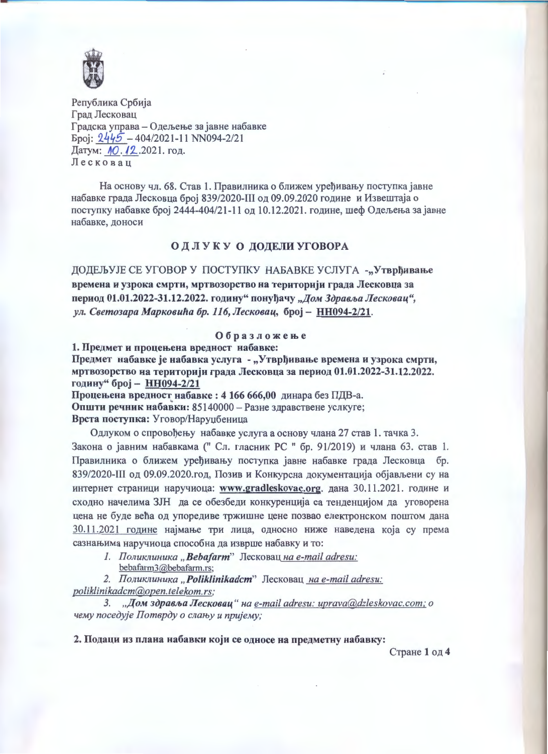Република Србија
Град Лесковац
Градска управа – Одељење за јавне набавке
Број: 2445 – 404/2021-11 NN094-2/21
Датум: 10.12.2021. год.
Лесковац

На основу чл. 68. Став 1. Правилника о ближем уређивању поступка јавне набавке града Лесковца број 839/2020-III од 09.09.2020 године и Извештаја о поступку набавке број 2444-404/21-11 од 10.12.2021. године, шеф Одељења за јавне набавке, доноси

## ОДЛУКУ О ДОДЕЛИ УГОВОРА

ДОДЕЉУЈЕ СЕ УГОВОР У ПОСТУПКУ НАБАВКЕ УСЛУГА -**„Утврђивање времена и узрока смрти, мртвозорство на територији града Лесковца за период 01.01.2022-31.12.2022. годину“** понуђачу ***„Дом Здравља Лесковац“, ул. Светозара Марковића бр. 116, Лесковац,*** **број – НН094-2/21**.

### Образложење

**1. Предмет и процењена вредност набавке:**
**Предмет набавке је набавка услуга - „Утврђивање времена и узрока смрти, мртвозорство на територији града Лесковца за период 01.01.2022-31.12.2022. годину“ број – НН094-2/21**
**Процењена вредност набавке : 4 166 666,00** динара без ПДВ-а.
**Општи речник набавки:** 85140000 – Разне здравствене услкуге;
**Врста поступка:** Уговор/Наруџбеница

Одлуком о спровођењу набавке услуга а основу члана 27 став 1. тачка 3. Закона о јавним набавкама (" Сл. гласник РС " бр. 91/2019) и члана 63. став 1. Правилника о ближем уређивању поступка јавне набавке града Лесковца бр. 839/2020-III од 09.09.2020.год, Позив и Конкурсна документација објављени су на интернет страници наручиоца: **www.gradleskovac.org**. дана 30.11.2021. године и сходно начелима ЗЈН да се обезбеди конкуренција са тенденцијом да уговорена цена не буде већа од упоредиве тржишне цене позвао електронском поштом дана 30.11.2021 године најмање три лица, односно ниже наведена која су према сазнањима наручиоца способна да изврше набавку и то:

1. *Поликлиника „**Bebafarm**“* Лесковац *на e-mail adresu:* bebafarm3@bebafarm.rs;
2. *Поликлиника „**Poliklinikadcm**“* Лесковац *на e-mail adresu: poliklinikadcm@open.telekom.rs;*
3. *„**Дом здравља Лесковац**“ на e-mail adresu: uprava@dzleskovac.com; о чему поседује Потврду о слању и пријему;*

**2. Подаци из плана набавки који се односе на предметну набавку:**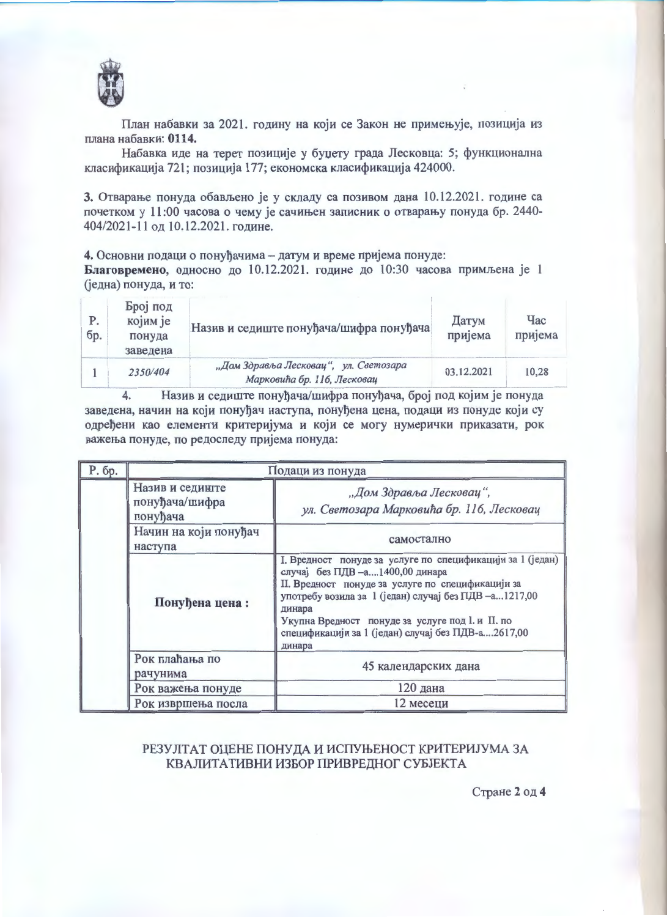План набавки за 2021. годину на који се Закон не примењује, позиција из плана набавки: **0114.**

Набавка иде на терет позиције у буџету града Лесковца: 5; функционална класификација 721; позиција 177; економска класификација 424000.

**3.** Отварање понуда обављено је у складу са позивом дана 10.12.2021. године са почетком у 11:00 часова о чему је сачињен записник о отварању понуда бр. 2440-404/2021-11 од 10.12.2021. године.

**4.** Основни подаци о понуђачима – датум и време пријема понуде:
**Благовремено**, односно до 10.12.2021. године до 10:30 часова примљена је 1 (једна) понуда, и то:

| Р. бр. | Број под којим је понуда заведена | Назив и седиште понуђача/шифра понуђача | Датум пријема | Час пријема |
|---|---|---|---|---|
| 1 | *2350/404* | *„Дом Здравља Лесковац", ул. Светозара Марковића бр. 116, Лесковац* | 03.12.2021 | 10,28 |

4. Назив и седиште понуђача/шифра понуђача, број под којим је понуда заведена, начин на који понуђач наступа, понуђена цена, подаци из понуде који су одређени као елементи критеријума и који се могу нумерички приказати, рок важења понуде, по редоследу пријема понуда:

| Р. бр. | Подаци из понуда | |
|---|---|---|
| | Назив и седиште понуђача/шифра понуђача | *„Дом Здравља Лесковац", ул. Светозара Марковића бр. 116, Лесковац* |
| | Начин на који понуђач наступа | самостално |
| | **Понуђена цена :** | I. Вредност понуде за услуге по спецификацији за 1 (један) случај без ПДВ –а....1400,00 динара<br>II. Вредност понуде за услуге по спецификацији за употребу возила за 1 (један) случај без ПДВ –а...1217,00 динара<br>Укупна Вредност понуде за услуге под I. и II. по спецификацији за 1 (један) случај без ПДВ-а....2617,00 динара |
| | Рок плаћања по рачунима | 45 календарских дана |
| | Рок важења понуде | 120 дана |
| | Рок извршења посла | 12 месеци |

РЕЗУЛТАТ ОЦЕНЕ ПОНУДА И ИСПУЊЕНОСТ КРИТЕРИЈУМА ЗА КВАЛИТАТИВНИ ИЗБОР ПРИВРЕДНОГ СУБЈЕКТА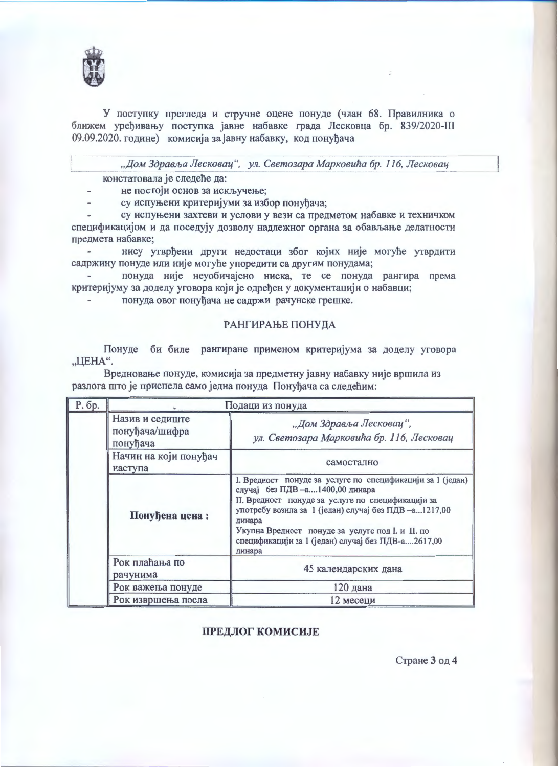У поступку прегледа и стручне оцене понуде (члан 68. Правилника о ближем уређивању поступка јавне набавке града Лесковца бр. 839/2020-III 09.09.2020. године) комисија за јавну набавку, код понуђача

*„Дом Здравља Лесковац", ул. Светозара Марковића бр. 116, Лесковац*

констатовала је следеће да:

- не постоји основ за искључење;
- су испуњени критеријуми за избор понуђача;
- су испуњени захтеви и услови у вези са предметом набавке и техничком спецификацијом и да поседују дозволу надлежног органа за обављање делатности предмета набавке;
- нису утврђени други недостаци због којих није могуће утврдити садржину понуде или није могуће упоредити са другим понудама;
- понуда није неуобичајено ниска, те се понуда рангира према критеријуму за доделу уговора који је одређен у документацији о набавци;
- понуда овог понуђача не садржи рачунске грешке.

## РАНГИРАЊЕ ПОНУДА

Понуде би биле рангиране применом критеријума за доделу уговора „ЦЕНА".

Вредновање понуде, комисија за предметну јавну набавку није вршила из разлога што је приспела само једна понуда Понуђача са следећим:

| Р. бр. | Подаци из понуда | |
|---|---|---|
| | Назив и седиште понуђача/шифра понуђача | *„Дом Здравља Лесковац", ул. Светозара Марковића бр. 116, Лесковац* |
| | Начин на који понуђач наступа | самостално |
| | **Понуђена цена :** | I. Вредност понуде за услуге по спецификацији за 1 (један) случај без ПДВ –а....1400,00 динара<br>II. Вредност понуде за услуге по спецификацији за употребу возила за 1 (један) случај без ПДВ –а...1217,00 динара<br>Укупна Вредност понуде за услуге под I. и II. по спецификацији за 1 (један) случај без ПДВ-а....2617,00 динара |
| | Рок плаћања по рачунима | 45 календарских дана |
| | Рок важења понуде | 120 дана |
| | Рок извршења посла | 12 месеци |

## ПРЕДЛОГ КОМИСИЈЕ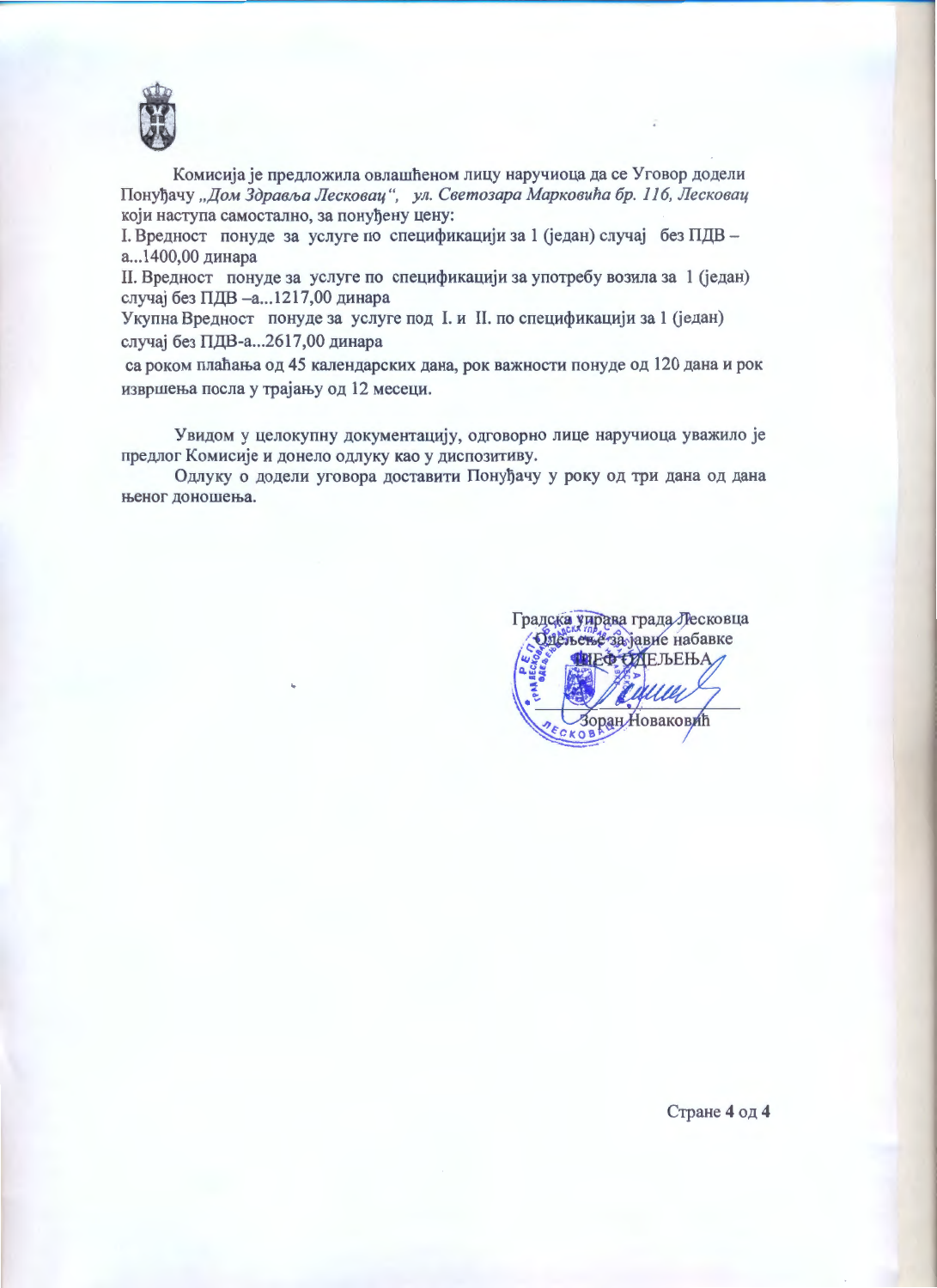Комисија је предложила овлашћеном лицу наручиоца да се Уговор додели Понуђачу *„Дом Здравља Лесковац“, ул. Светозара Марковића бр. 116, Лесковац* који наступа самостално, за понуђену цену:

I. Вредност понуде за услуге по спецификацији за 1 (један) случај без ПДВ –а...1400,00 динара

II. Вредност понуде за услуге по спецификацији за употребу возила за 1 (један) случај без ПДВ –а...1217,00 динара

Укупна Вредност понуде за услуге под I. и II. по спецификацији за 1 (један) случај без ПДВ-а...2617,00 динара

са роком плаћања од 45 календарских дана, рок важности понуде од 120 дана и рок извршења посла у трајању од 12 месеци.

Увидом у целокупну документацију, одговорно лице наручиоца уважило је предлог Комисије и донело одлуку као у диспозитиву.

Одлуку о додели уговора доставити Понуђачу у року од три дана од дана њеног доношења.

Градска управа града Лесковца
Одељење за јавне набавке
ШЕФ ОДЕЉЕЊА

Зоран Новаковић